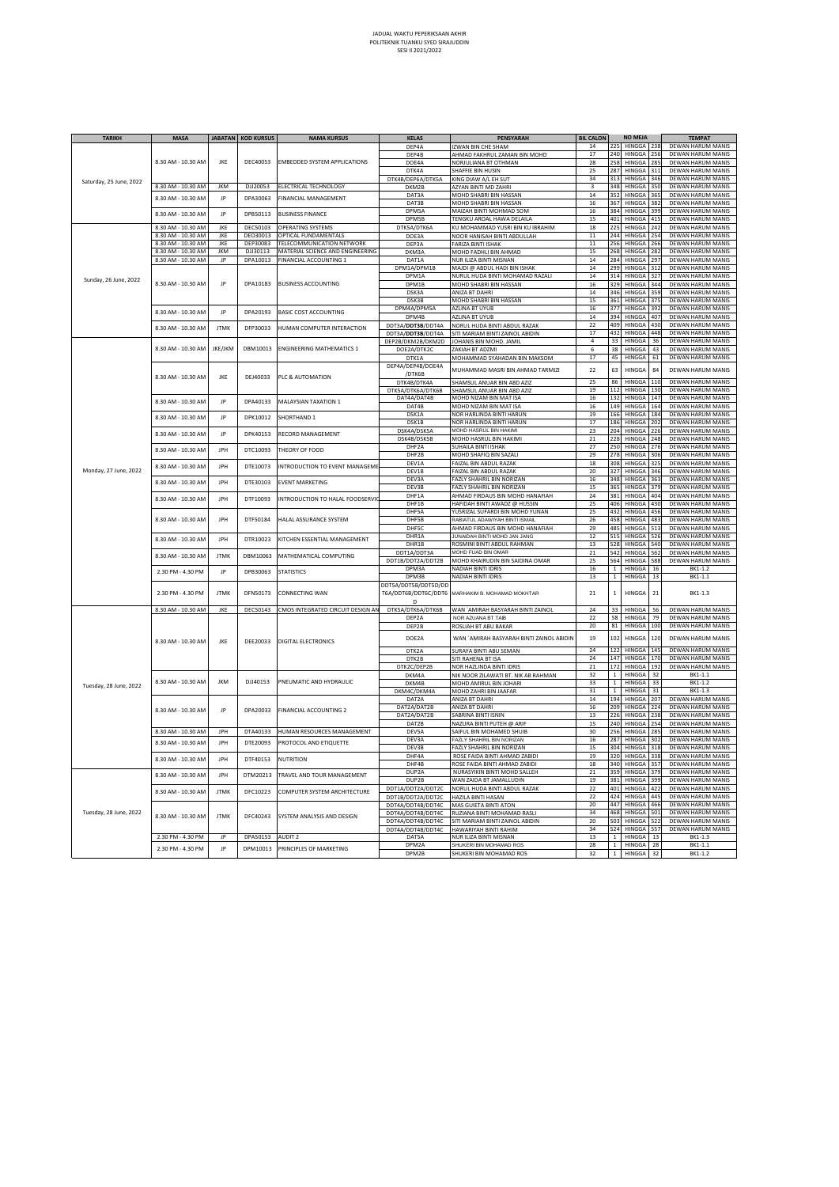# JADUAL WAKTU PEPERIKSAAN AKHIR
## POLITEKNIK TUANKU SYED SIRAJUDDIN
### SESI II 2021/2022

| TARIKH | MASA | JABATAN | KOD KURSUS | NAMA KURSUS | KELAS | PENSYARAH | BIL CALON | NO MEJA | | | TEMPAT |
|---|---|---|---|---|---|---|---|---|---|---|---|
| Saturday, 25 June, 2022 | 8.30 AM - 10.30 AM | JKE | DEC40053 | EMBEDDED SYSTEM APPLICATIONS | DEP4A | IZWAN BIN CHE SHAM | 14 | 225 | HINGGA | 238 | DEWAN HARUM MANIS |
| | | | | | DEP4B | AHMAD FAKHRUL ZAMAN BIN MOHD | 17 | 240 | HINGGA | 256 | DEWAN HARUM MANIS |
| | | | | | DOE4A | NORJULIANA BT OTHMAN | 28 | 258 | HINGGA | 285 | DEWAN HARUM MANIS |
| | | | | | DTK4A | SHAFFIE BIN HUSIN | 25 | 287 | HINGGA | 311 | DEWAN HARUM MANIS |
| | | | | | DTK4B/DEP6A/DTK5A | KING DIAW A/L EH SUT | 34 | 313 | HINGGA | 346 | DEWAN HARUM MANIS |
| | 8.30 AM - 10.30 AM | JKM | DJJ20053 | ELECTRICAL TECHNOLOGY | DKM2B | AZYAN BINTI MD ZAHRI | 3 | 348 | HINGGA | 350 | DEWAN HARUM MANIS |
| | 8.30 AM - 10.30 AM | JP | DPA30063 | FINANCIAL MANAGEMENT | DAT3A | MOHD SHABRI BIN HASSAN | 14 | 352 | HINGGA | 365 | DEWAN HARUM MANIS |
| | | | | | DAT3B | MOHD SHABRI BIN HASSAN | 16 | 367 | HINGGA | 382 | DEWAN HARUM MANIS |
| | 8.30 AM - 10.30 AM | JP | DPB50113 | BUSINESS FINANCE | DPM5A | MAIZAH BINTI MOHMAD SOM | 16 | 384 | HINGGA | 399 | DEWAN HARUM MANIS |
| | | | | | DPM5B | TENGKU AROAL HAWA DELAILA | 15 | 401 | HINGGA | 415 | DEWAN HARUM MANIS |
| Sunday, 26 June, 2022 | 8.30 AM - 10.30 AM | JKE | DEC50103 | OPERATING SYSTEMS | DTK5A/DTK6A | KU MOHAMMAD YUSRI BIN KU IBRAHIM | 18 | 225 | HINGGA | 242 | DEWAN HARUM MANIS |
| | 8.30 AM - 10.30 AM | JKE | DEO30013 | OPTICAL FUNDAMENTALS | DOE3A | NOOR HANISAH BINTI ABDULLAH | 11 | 244 | HINGGA | 254 | DEWAN HARUM MANIS |
| | 8.30 AM - 10.30 AM | JKE | DEP30083 | TELECOMMUNICATION NETWORK | DEP3A | FARIZA BINTI ISHAK | 11 | 256 | HINGGA | 266 | DEWAN HARUM MANIS |
| | 8.30 AM - 10.30 AM | JKM | DJJ30113 | MATERIAL SCIENCE AND ENGINEERING | DKM3A | MOHD FADHLI BIN AHMAD | 15 | 268 | HINGGA | 282 | DEWAN HARUM MANIS |
| | 8.30 AM - 10.30 AM | JP | DPA10013 | FINANCIAL ACCOUNTING 1 | DAT1A | NUR ILIZA BINTI MISNAN | 14 | 284 | HINGGA | 297 | DEWAN HARUM MANIS |
| | 8.30 AM - 10.30 AM | JP | DPA10183 | BUSINESS ACCOUNTING | DPM1A/DPM1B | MAJDI @ ABDUL HADI BIN ISHAK | 14 | 299 | HINGGA | 312 | DEWAN HARUM MANIS |
| | | | | | DPM1A | NURUL HUDA BINTI MOHAMAD RAZALI | 14 | 314 | HINGGA | 327 | DEWAN HARUM MANIS |
| | | | | | DPM1B | MOHD SHABRI BIN HASSAN | 16 | 329 | HINGGA | 344 | DEWAN HARUM MANIS |
| | | | | | DSK3A | ANIZA BT DAHRI | 14 | 346 | HINGGA | 359 | DEWAN HARUM MANIS |
| | | | | | DSK3B | MOHD SHABRI BIN HASSAN | 15 | 361 | HINGGA | 375 | DEWAN HARUM MANIS |
| | 8.30 AM - 10.30 AM | JP | DPA20193 | BASIC COST ACCOUNTING | DPM4A/DPM5A | AZLINA BT UYUB | 16 | 377 | HINGGA | 392 | DEWAN HARUM MANIS |
| | | | | | DPM4B | AZLINA BT UYUB | 14 | 394 | HINGGA | 407 | DEWAN HARUM MANIS |
| | 8.30 AM - 10.30 AM | JTMK | DFP30033 | HUMAN COMPUTER INTERACTION | DDT3A/**DDT3B**/DDT4A | NORUL HUDA BINTI ABDUL RAZAK | 22 | 409 | HINGGA | 430 | DEWAN HARUM MANIS |
| | | | | | DDT3A/**DDT3B**/DDT4A | SITI MARIAM BINTI ZAINOL ABIDIN | 17 | 432 | HINGGA | 448 | DEWAN HARUM MANIS |
| Monday, 27 June, 2022 | 8.30 AM - 10.30 AM | JKE/JKM | DBM10013 | ENGINEERING MATHEMATICS 1 | DEP2B/DKM2B/DKM2D | JOHANIS BIN MOHD. JAMIL | 4 | 33 | HINGGA | 36 | DEWAN HARUM MANIS |
| | | | | | DOE2A/DTK2C | ZAKIAH BT AZDMI | 6 | 38 | HINGGA | 43 | DEWAN HARUM MANIS |
| | | | | | DTK1A | MOHAMMAD SYAHADAN BIN MAKSOM | 17 | 45 | HINGGA | 61 | DEWAN HARUM MANIS |
| | 8.30 AM - 10.30 AM | JKE | DEJ40033 | PLC & AUTOMATION | DEP4A/DEP4B/DOE4A/DTK6B | MUHAMMAD MASRI BIN AHMAD TARMIZI | 22 | 63 | HINGGA | 84 | DEWAN HARUM MANIS |
| | | | | | DTK4B/DTK4A | SHAMSUL ANUAR BIN ABD AZIZ | 25 | 86 | HINGGA | 110 | DEWAN HARUM MANIS |
| | | | | | DTK5A/DTK6A/DTK6B | SHAMSUL ANUAR BIN ABD AZIZ | 19 | 112 | HINGGA | 130 | DEWAN HARUM MANIS |
| | 8.30 AM - 10.30 AM | JP | DPA40133 | MALAYSIAN TAXATION 1 | DAT4A/DAT4B | MOHD NIZAM BIN MAT ISA | 16 | 132 | HINGGA | 147 | DEWAN HARUM MANIS |
| | | | | | DAT4B | MOHD NIZAM BIN MAT ISA | 16 | 149 | HINGGA | 164 | DEWAN HARUM MANIS |
| | 8.30 AM - 10.30 AM | JP | DPK10012 | SHORTHAND 1 | DSK1A | NOR HARLINDA BINTI HARUN | 19 | 166 | HINGGA | 184 | DEWAN HARUM MANIS |
| | | | | | DSK1B | NOR HARLINDA BINTI HARUN | 17 | 186 | HINGGA | 202 | DEWAN HARUM MANIS |
| | 8.30 AM - 10.30 AM | JP | DPK40153 | RECORD MANAGEMENT | DSK4A/DSK5A | MOHD HASRUL BIN HAKIMI | 23 | 204 | HINGGA | 226 | DEWAN HARUM MANIS |
| | | | | | DSK4B/DSK5B | MOHD HASRUL BIN HAKIMI | 21 | 228 | HINGGA | 248 | DEWAN HARUM MANIS |
| | 8.30 AM - 10.30 AM | JPH | DTC10093 | THEORY OF FOOD | DHF2A | SUHAILA BINTI ISHAK | 27 | 250 | HINGGA | 276 | DEWAN HARUM MANIS |
| | | | | | DHF2B | MOHD SHAFIQ BIN SAZALI | 29 | 278 | HINGGA | 306 | DEWAN HARUM MANIS |
| | 8.30 AM - 10.30 AM | JPH | DTE10073 | INTRODUCTION TO EVENT MANAGEME | DEV1A | FAIZAL BIN ABDUL RAZAK | 18 | 308 | HINGGA | 325 | DEWAN HARUM MANIS |
| | | | | | DEV1B | FAIZAL BIN ABDUL RAZAK | 20 | 327 | HINGGA | 346 | DEWAN HARUM MANIS |
| | 8.30 AM - 10.30 AM | JPH | DTE30103 | EVENT MARKETING | DEV3A | FAZLY SHAHRIL BIN NORIZAN | 16 | 348 | HINGGA | 363 | DEWAN HARUM MANIS |
| | | | | | DEV3B | FAZLY SHAHRIL BIN NORIZAN | 15 | 365 | HINGGA | 379 | DEWAN HARUM MANIS |
| | 8.30 AM - 10.30 AM | JPH | DTF10093 | INTRODUCTION TO HALAL FOODSERVIC | DHF1A | AHMAD FIRDAUS BIN MOHD HANAFIAH | 24 | 381 | HINGGA | 404 | DEWAN HARUM MANIS |
| | | | | | DHF1B | HAFIDAH BINTI AWADZ @ HUSSIN | 25 | 406 | HINGGA | 430 | DEWAN HARUM MANIS |
| | 8.30 AM - 10.30 AM | JPH | DTF50184 | HALAL ASSURANCE SYSTEM | DHF5A | YUSRIZAL SUFARDI BIN MOHD YUNAN | 25 | 432 | HINGGA | 456 | DEWAN HARUM MANIS |
| | | | | | DHF5B | RABIATUL ADAWIYAH BINTI ISMAIL | 26 | 458 | HINGGA | 483 | DEWAN HARUM MANIS |
| | | | | | DHF5C | AHMAD FIRDAUS BIN MOHD HANAFIAH | 29 | 485 | HINGGA | 513 | DEWAN HARUM MANIS |
| | 8.30 AM - 10.30 AM | JPH | DTR10023 | KITCHEN ESSENTIAL MANAGEMENT | DHR1A | JUNAIDAH BINTI MOHD JANG | 12 | 515 | HINGGA | 526 | DEWAN HARUM MANIS |
| | | | | | DHR1B | ROSMINI BINTI ABDUL RAHMAN | 13 | 528 | HINGGA | 540 | DEWAN HARUM MANIS |
| | 8.30 AM - 10.30 AM | JTMK | DBM10063 | MATHEMATICAL COMPUTING | DDT1A/DDT3A | MOHD FUAD BIN OMAR | 21 | 542 | HINGGA | 562 | DEWAN HARUM MANIS |
| | | | | | DDT1B/DDT2A/DDT2B | MOHD KHAIRUDIN BIN SAIDINA OMAR | 25 | 564 | HINGGA | 588 | DEWAN HARUM MANIS |
| | 2.30 PM - 4.30 PM | JP | DPB30063 | STATISTICS | DPM3A | NADIAH BINTI IDRIS | 16 | 1 | HINGGA | 16 | BK1-1.2 |
| | | | | | DPM3B | NADIAH BINTI IDRIS | 13 | 1 | HINGGA | 13 | BK1-1.1 |
| | 2.30 PM - 4.30 PM | JTMK | DFN50173 | CONNECTING WAN | DDT5A/DDT5B/DDT5D/DDT6A/DDT6B/DDT6C/DDT6D | MARHAKIM B. MOHAMAD MOKHTAR | 21 | 1 | HINGGA | 21 | BK1-1.3 |
| Tuesday, 28 June, 2022 | 8.30 AM - 10.30 AM | JKE | DEC50143 | CMOS INTEGRATED CIRCUIT DESIGN AN | DTK5A/DTK6A/DTK6B | WAN `AMIRAH BASYARAH BINTI ZAINOL | 24 | 33 | HINGGA | 56 | DEWAN HARUM MANIS |
| | 8.30 AM - 10.30 AM | JKE | DEE20033 | DIGITAL ELECTRONICS | DEP2A | NOR AZUANA BT TAIB | 22 | 58 | HINGGA | 79 | DEWAN HARUM MANIS |
| | | | | | DEP2B | ROSLIAH BT ABU BAKAR | 20 | 81 | HINGGA | 100 | DEWAN HARUM MANIS |
| | | | | | DOE2A | WAN `AMIRAH BASYARAH BINTI ZAINOL ABIDIN | 19 | 102 | HINGGA | 120 | DEWAN HARUM MANIS |
| | | | | | DTK2A | SURAYA BINTI ABU SEMAN | 24 | 122 | HINGGA | 145 | DEWAN HARUM MANIS |
| | | | | | DTK2B | SITI RAHENA BT ISA | 24 | 147 | HINGGA | 170 | DEWAN HARUM MANIS |
| | | | | | DTK2C/DEP2B | NOR HAZLINDA BINTI IDRIS | 21 | 172 | HINGGA | 192 | DEWAN HARUM MANIS |
| | 8.30 AM - 10.30 AM | JKM | DJJ40153 | PNEUMATIC AND HYDRAULIC | DKM4A | NIK NOOR ZILAWATI BT. NIK AB RAHMAN | 32 | 1 | HINGGA | 32 | BK1-1.1 |
| | | | | | DKM4B | MOHD AMIRUL BIN JOHARI | 33 | 1 | HINGGA | 33 | BK1-1.2 |
| | | | | | DKM4C/DKM4A | MOHD ZAHRI BIN JAAFAR | 31 | 1 | HINGGA | 31 | BK1-1.3 |
| | 8.30 AM - 10.30 AM | JP | DPA20033 | FINANCIAL ACCOUNTING 2 | DAT2A | ANIZA BT DAHRI | 14 | 194 | HINGGA | 207 | DEWAN HARUM MANIS |
| | | | | | DAT2A/DAT2B | ANIZA BT DAHRI | 16 | 209 | HINGGA | 224 | DEWAN HARUM MANIS |
| | | | | | DAT2A/DAT2B | SABRINA BINTI ISNIN | 13 | 226 | HINGGA | 238 | DEWAN HARUM MANIS |
| | | | | | DAT2B | NAZURA BINTI PUTEH @ ARIF | 15 | 240 | HINGGA | 254 | DEWAN HARUM MANIS |
| | 8.30 AM - 10.30 AM | JPH | DTA40133 | HUMAN RESOURCES MANAGEMENT | DEV5A | SAIFUL BIN MOHAMED SHUIB | 30 | 256 | HINGGA | 285 | DEWAN HARUM MANIS |
| | 8.30 AM - 10.30 AM | JPH | DTE20093 | PROTOCOL AND ETIQUETTE | DEV3A | FAZLY SHAHRIL BIN NORIZAN | 16 | 287 | HINGGA | 302 | DEWAN HARUM MANIS |
| | | | | | DEV3B | FAZLY SHAHRIL BIN NORIZAN | 15 | 304 | HINGGA | 318 | DEWAN HARUM MANIS |
| | 8.30 AM - 10.30 AM | JPH | DTF40153 | NUTRITION | DHF4A | ROSE FAIDA BINTI AHMAD ZABIDI | 19 | 320 | HINGGA | 338 | DEWAN HARUM MANIS |
| | | | | | DHF4B | ROSE FAIDA BINTI AHMAD ZABIDI | 18 | 340 | HINGGA | 357 | DEWAN HARUM MANIS |
| Tuesday, 28 June, 2022 | 8.30 AM - 10.30 AM | JPH | DTM20213 | TRAVEL AND TOUR MANAGEMENT | DUP2A | NURASYIKIN BINTI MOHD SALLEH | 21 | 359 | HINGGA | 379 | DEWAN HARUM MANIS |
| | | | | | DUP2B | WAN ZAIDA BT JAMALLUDIN | 19 | 381 | HINGGA | 399 | DEWAN HARUM MANIS |
| | 8.30 AM - 10.30 AM | JTMK | DFC10223 | COMPUTER SYSTEM ARCHITECTURE | DDT1A/DDT2A/DDT2C | NORUL HUDA BINTI ABDUL RAZAK | 22 | 401 | HINGGA | 422 | DEWAN HARUM MANIS |
| | | | | | DDT1B/DDT2A/DDT2C | HAZILA BINTI HASAN | 22 | 424 | HINGGA | 445 | DEWAN HARUM MANIS |
| | 8.30 AM - 10.30 AM | JTMK | DFC40243 | SYSTEM ANALYSIS AND DESIGN | DDT4A/DDT4B/DDT4C | MAS GUIETA BINTI ATON | 20 | 447 | HINGGA | 466 | DEWAN HARUM MANIS |
| | | | | | DDT4A/DDT4B/DDT4C | RUZIANA BINTI MOHAMAD RASLI | 34 | 468 | HINGGA | 501 | DEWAN HARUM MANIS |
| | | | | | DDT4A/DDT4B/DDT4C | SITI MARIAM BINTI ZAINOL ABIDIN | 20 | 503 | HINGGA | 522 | DEWAN HARUM MANIS |
| | | | | | DDT4A/DDT4B/DDT4C | HAWARIYAH BINTI RAHIM | 34 | 524 | HINGGA | 557 | DEWAN HARUM MANIS |
| | 2.30 PM - 4.30 PM | JP | DPA50153 | AUDIT 2 | DAT5A | NUR ILIZA BINTI MISNAN | 13 | 1 | HINGGA | 13 | BK1-1.3 |
| | 2.30 PM - 4.30 PM | JP | DPM10013 | PRINCIPLES OF MARKETING | DPM2A | SHUKERI BIN MOHAMAD ROS | 28 | 1 | HINGGA | 28 | BK1-1.1 |
| | | | | | DPM2B | SHUKERI BIN MOHAMAD ROS | 32 | 1 | HINGGA | 32 | BK1-1.2 |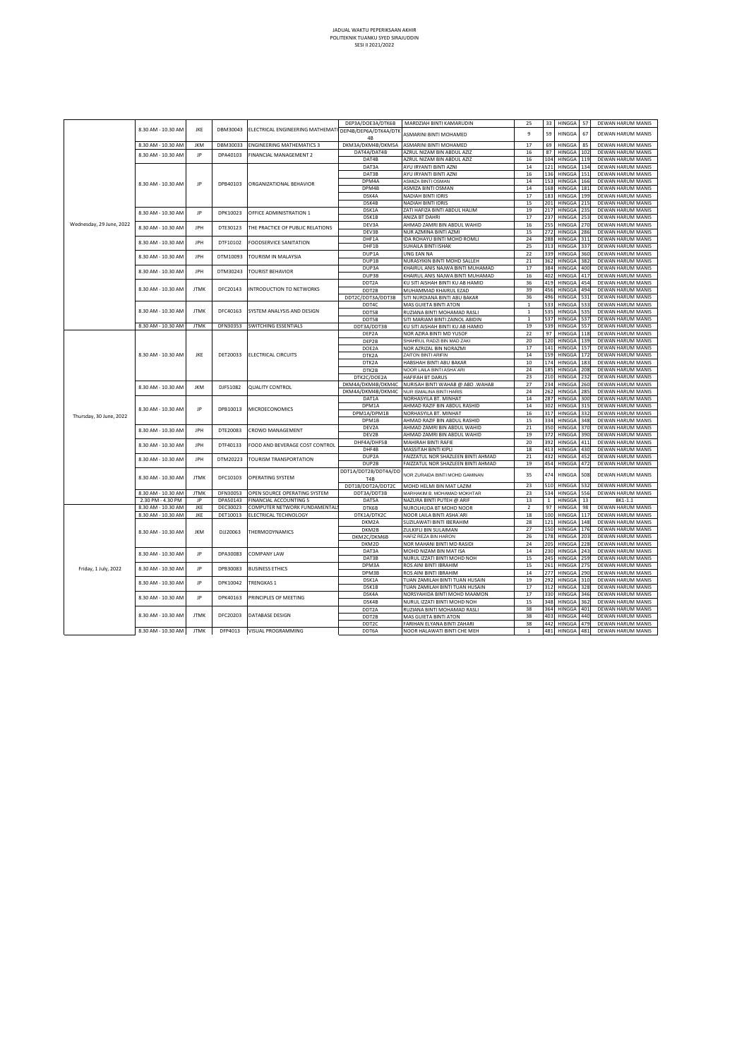JADUAL WAKTU PEPERIKSAAN AKHIR
POLITEKNIK TUANKU SYED SIRAJUDDIN
SESI II 2021/2022

| | | | | | | | | | | | |
|---|---|---|---|---|---|---|---|---|---|---|---|
| Wednesday, 29 June, 2022 | 8.30 AM - 10.30 AM | JKE | DBM30043 | ELECTRICAL ENGINEERING MATHEMATI | DEP3A/DOE3A/DTK6B | MARDZIAH BINTI KAMARUDIN | 25 | 33 | HINGGA | 57 | DEWAN HARUM MANIS |
| | | | | | DEP4B/DEP6A/DTK4A/DTK4B | ASMARINI BINTI MOHAMED | 9 | 59 | HINGGA | 67 | DEWAN HARUM MANIS |
| | 8.30 AM - 10.30 AM | JKM | DBM30033 | ENGINEERING MATHEMATICS 3 | DKM3A/DKM4B/DKM5A | ASMARINI BINTI MOHAMED | 17 | 69 | HINGGA | 85 | DEWAN HARUM MANIS |
| | 8.30 AM - 10.30 AM | JP | DPA40103 | FINANCIAL MANAGEMENT 2 | DAT4A/DAT4B | AZRUL NIZAM BIN ABDUL AZIZ | 16 | 87 | HINGGA | 102 | DEWAN HARUM MANIS |
| | | | | | DAT4B | AZRUL NIZAM BIN ABDUL AZIZ | 16 | 104 | HINGGA | 119 | DEWAN HARUM MANIS |
| | 8.30 AM - 10.30 AM | JP | DPB40103 | ORGANIZATIONAL BEHAVIOR | DAT3A | AYU IRYANTI BINTI AZNI | 14 | 121 | HINGGA | 134 | DEWAN HARUM MANIS |
| | | | | | DAT3B | AYU IRYANTI BINTI AZNI | 16 | 136 | HINGGA | 151 | DEWAN HARUM MANIS |
| | | | | | DPM4A | ASMIZA BINTI OSMAN | 14 | 153 | HINGGA | 166 | DEWAN HARUM MANIS |
| | | | | | DPM4B | ASMIZA BINTI OSMAN | 14 | 168 | HINGGA | 181 | DEWAN HARUM MANIS |
| | | | | | DSK4A | NADIAH BINTI IDRIS | 17 | 183 | HINGGA | 199 | DEWAN HARUM MANIS |
| | | | | | DSK4B | NADIAH BINTI IDRIS | 15 | 201 | HINGGA | 215 | DEWAN HARUM MANIS |
| | 8.30 AM - 10.30 AM | JP | DPK10023 | OFFICE ADMINISTRATION 1 | DSK1A | ZATI HAFIZA BINTI ABDUL HALIM | 19 | 217 | HINGGA | 235 | DEWAN HARUM MANIS |
| | | | | | DSK1B | ANIZA BT DAHRI | 17 | 237 | HINGGA | 253 | DEWAN HARUM MANIS |
| | 8.30 AM - 10.30 AM | JPH | DTE30123 | THE PRACTICE OF PUBLIC RELATIONS | DEV3A | AHMAD ZAMRI BIN ABDUL WAHID | 16 | 255 | HINGGA | 270 | DEWAN HARUM MANIS |
| | | | | | DEV3B | NUR AZMINA BINTI AZMI | 15 | 272 | HINGGA | 286 | DEWAN HARUM MANIS |
| | 8.30 AM - 10.30 AM | JPH | DTF10102 | FOODSERVICE SANITATION | DHF1A | IDA ROHAYU BINTI MOHD ROMLI | 24 | 288 | HINGGA | 311 | DEWAN HARUM MANIS |
| | | | | | DHF1B | SUHAILA BINTI ISHAK | 25 | 313 | HINGGA | 337 | DEWAN HARUM MANIS |
| | 8.30 AM - 10.30 AM | JPH | DTM10093 | TOURISM IN MALAYSIA | DUP1A | UNG EAN NA | 22 | 339 | HINGGA | 360 | DEWAN HARUM MANIS |
| | | | | | DUP1B | NURASYIKIN BINTI MOHD SALLEH | 21 | 362 | HINGGA | 382 | DEWAN HARUM MANIS |
| | 8.30 AM - 10.30 AM | JPH | DTM30243 | TOURIST BEHAVIOR | DUP3A | KHAIRUL ANIS NAJWA BINTI MUHAMAD | 17 | 384 | HINGGA | 400 | DEWAN HARUM MANIS |
| | | | | | DUP3B | KHAIRUL ANIS NAJWA BINTI MUHAMAD | 16 | 402 | HINGGA | 417 | DEWAN HARUM MANIS |
| | 8.30 AM - 10.30 AM | JTMK | DFC20143 | INTRODUCTION TO NETWORKS | DDT2A | KU SITI AISHAH BINTI KU AB HAMID | 36 | 419 | HINGGA | 454 | DEWAN HARUM MANIS |
| | | | | | DDT2B | MUHAMMAD KHAIRUL EZAD | 39 | 456 | HINGGA | 494 | DEWAN HARUM MANIS |
| | | | | | DDT2C/DDT3A/DDT3B | SITI NURDIANA BINTI ABU BAKAR | 36 | 496 | HINGGA | 531 | DEWAN HARUM MANIS |
| | 8.30 AM - 10.30 AM | JTMK | DFC40163 | SYSTEM ANALYSIS AND DESIGN | DDT4C | MAS GUIETA BINTI ATON | 1 | 533 | HINGGA | 533 | DEWAN HARUM MANIS |
| | | | | | DDT5B | RUZIANA BINTI MOHAMAD RASLI | 1 | 535 | HINGGA | 535 | DEWAN HARUM MANIS |
| | | | | | DDT5B | SITI MARIAM BINTI ZAINOL ABIDIN | 1 | 537 | HINGGA | 537 | DEWAN HARUM MANIS |
| | 8.30 AM - 10.30 AM | JTMK | DFN30353 | SWITCHING ESSENTIALS | DDT3A/DDT3B | KU SITI AISHAH BINTI KU AB HAMID | 19 | 539 | HINGGA | 557 | DEWAN HARUM MANIS |
| Thursday, 30 June, 2022 | 8.30 AM - 10.30 AM | JKE | DET20033 | ELECTRICAL CIRCUITS | DEP2A | NOR AZIRA BINTI MD YUSOF | 22 | 97 | HINGGA | 118 | DEWAN HARUM MANIS |
| | | | | | DEP2B | SHAHRUL RADZI BIN MAD ZAKI | 20 | 120 | HINGGA | 139 | DEWAN HARUM MANIS |
| | | | | | DOE2A | NOR AZRIZAL BIN NORAZMI | 17 | 141 | HINGGA | 157 | DEWAN HARUM MANIS |
| | | | | | DTK2A | ZAITON BINTI ARIFIN | 14 | 159 | HINGGA | 172 | DEWAN HARUM MANIS |
| | | | | | DTK2A | HABSHAH BINTI ABU BAKAR | 10 | 174 | HINGGA | 183 | DEWAN HARUM MANIS |
| | | | | | DTK2B | NOOR LAILA BINTI ASHA'ARI | 24 | 185 | HINGGA | 208 | DEWAN HARUM MANIS |
| | | | | | DTK2C/DOE2A | HAFIFAH BT DARUS | 23 | 210 | HINGGA | 232 | DEWAN HARUM MANIS |
| | 8.30 AM - 10.30 AM | JKM | DJF51082 | QUALITY CONTROL | DKM4A/DKM4B/DKM4C | NURISAH BINTI WAHAB @ ABD .WAHAB | 27 | 234 | HINGGA | 260 | DEWAN HARUM MANIS |
| | | | | | DKM4A/DKM4B/DKM4C | NUR ISMALINA BINTI HARIS | 24 | 262 | HINGGA | 285 | DEWAN HARUM MANIS |
| | 8.30 AM - 10.30 AM | JP | DPB10013 | MICROECONOMICS | DAT1A | NORHASYILA BT. MINHAT | 14 | 287 | HINGGA | 300 | DEWAN HARUM MANIS |
| | | | | | DPM1A | AHMAD RAZIF BIN ABDUL RASHID | 14 | 302 | HINGGA | 315 | DEWAN HARUM MANIS |
| | | | | | DPM1A/DPM1B | NORHASYILA BT. MINHAT | 16 | 317 | HINGGA | 332 | DEWAN HARUM MANIS |
| | | | | | DPM1B | AHMAD RAZIF BIN ABDUL RASHID | 15 | 334 | HINGGA | 348 | DEWAN HARUM MANIS |
| | 8.30 AM - 10.30 AM | JPH | DTE20083 | CROWD MANAGEMENT | DEV2A | AHMAD ZAMRI BIN ABDUL WAHID | 21 | 350 | HINGGA | 370 | DEWAN HARUM MANIS |
| | | | | | DEV2B | AHMAD ZAMRI BIN ABDUL WAHID | 19 | 372 | HINGGA | 390 | DEWAN HARUM MANIS |
| | 8.30 AM - 10.30 AM | JPH | DTF40133 | FOOD AND BEVERAGE COST CONTROL | DHF4A/DHF5B | MAHIRAH BINTI RAFIE | 20 | 392 | HINGGA | 411 | DEWAN HARUM MANIS |
| | | | | | DHF4B | MASSITAH BINTI KIPLI | 18 | 413 | HINGGA | 430 | DEWAN HARUM MANIS |
| | 8.30 AM - 10.30 AM | JPH | DTM20223 | TOURISM TRANSPORTATION | DUP2A | FAIZZATUL NOR SHAZLEEN BINTI AHMAD | 21 | 432 | HINGGA | 452 | DEWAN HARUM MANIS |
| | | | | | DUP2B | FAIZZATUL NOR SHAZLEEN BINTI AHMAD | 19 | 454 | HINGGA | 472 | DEWAN HARUM MANIS |
| | 8.30 AM - 10.30 AM | JTMK | DFC10103 | OPERATING SYSTEM | DDT1A/DDT2B/DDT4A/DDT4B | NOR ZURAIDA BINTI MOHD GAMINAN | 35 | 474 | HINGGA | 508 | DEWAN HARUM MANIS |
| | | | | | DDT1B/DDT2A/DDT2C | MOHD HELMI BIN MAT LAZIM | 23 | 510 | HINGGA | 532 | DEWAN HARUM MANIS |
| | 8.30 AM - 10.30 AM | JTMK | DFN30053 | OPEN SOURCE OPERATING SYSTEM | DDT3A/DDT3B | MARHAKIM B. MOHAMAD MOKHTAR | 23 | 534 | HINGGA | 556 | DEWAN HARUM MANIS |
| | 2.30 PM - 4.30 PM | JP | DPA50143 | FINANCIAL ACCOUNTING 5 | DAT5A | NAZURA BINTI PUTEH @ ARIF | 13 | 1 | HINGGA | 13 | BK1-1.1 |
| Friday, 1 July, 2022 | 8.30 AM - 10.30 AM | JKE | DEC30023 | COMPUTER NETWORK FUNDAMENTALS | DTK6B | NUROLHUDA BT MOHD NOOR | 2 | 97 | HINGGA | 98 | DEWAN HARUM MANIS |
| | 8.30 AM - 10.30 AM | JKE | DET10013 | ELECTRICAL TECHNOLOGY | DTK1A/DTK2C | NOOR LAILA BINTI ASHA'ARI | 18 | 100 | HINGGA | 117 | DEWAN HARUM MANIS |
| | 8.30 AM - 10.30 AM | JKM | DJJ20063 | THERMODYNAMICS | DKM2A | SUZILAWATI BINTI IBERAHIM | 28 | 121 | HINGGA | 148 | DEWAN HARUM MANIS |
| | | | | | DKM2B | ZULKIFLI BIN SULAIMAN | 27 | 150 | HINGGA | 176 | DEWAN HARUM MANIS |
| | | | | | DKM2C/DKM6B | HAFIZ REZA BIN HARON | 26 | 178 | HINGGA | 203 | DEWAN HARUM MANIS |
| | | | | | DKM2D | NOR MAHANI BINTI MD RASIDI | 24 | 205 | HINGGA | 228 | DEWAN HARUM MANIS |
| | 8.30 AM - 10.30 AM | JP | DPA30083 | COMPANY LAW | DAT3A | MOHD NIZAM BIN MAT ISA | 14 | 230 | HINGGA | 243 | DEWAN HARUM MANIS |
| | | | | | DAT3B | NURUL IZZATI BINTI MOHD NOH | 15 | 245 | HINGGA | 259 | DEWAN HARUM MANIS |
| | 8.30 AM - 10.30 AM | JP | DPB30083 | BUSINESS ETHICS | DPM3A | ROS AINI BINTI IBRAHIM | 15 | 261 | HINGGA | 275 | DEWAN HARUM MANIS |
| | | | | | DPM3B | ROS AINI BINTI IBRAHIM | 14 | 277 | HINGGA | 290 | DEWAN HARUM MANIS |
| | 8.30 AM - 10.30 AM | JP | DPK10042 | TRENGKAS 1 | DSK1A | TUAN ZAMILAH BINTI TUAN HUSAIN | 19 | 292 | HINGGA | 310 | DEWAN HARUM MANIS |
| | | | | | DSK1B | TUAN ZAMILAH BINTI TUAN HUSAIN | 17 | 312 | HINGGA | 328 | DEWAN HARUM MANIS |
| | 8.30 AM - 10.30 AM | JP | DPK40163 | PRINCIPLES OF MEETING | DSK4A | NORSYAHIDA BINTI MOHD MAAMON | 17 | 330 | HINGGA | 346 | DEWAN HARUM MANIS |
| | | | | | DSK4B | NURUL IZZATI BINTI MOHD NOH | 15 | 348 | HINGGA | 362 | DEWAN HARUM MANIS |
| | 8.30 AM - 10.30 AM | JTMK | DFC20203 | DATABASE DESIGN | DDT2A | RUZIANA BINTI MOHAMAD RASLI | 38 | 364 | HINGGA | 401 | DEWAN HARUM MANIS |
| | | | | | DDT2B | MAS GUIETA BINTI ATON | 38 | 403 | HINGGA | 440 | DEWAN HARUM MANIS |
| | | | | | DDT2C | FARIHAN ELYANA BINTI ZAHARI | 38 | 442 | HINGGA | 479 | DEWAN HARUM MANIS |
| | 8.30 AM - 10.30 AM | JTMK | DFP4013 | VISUAL PROGRAMMING | DDT6A | NOOR HALAWATI BINTI CHE MEH | 1 | 481 | HINGGA | 481 | DEWAN HARUM MANIS |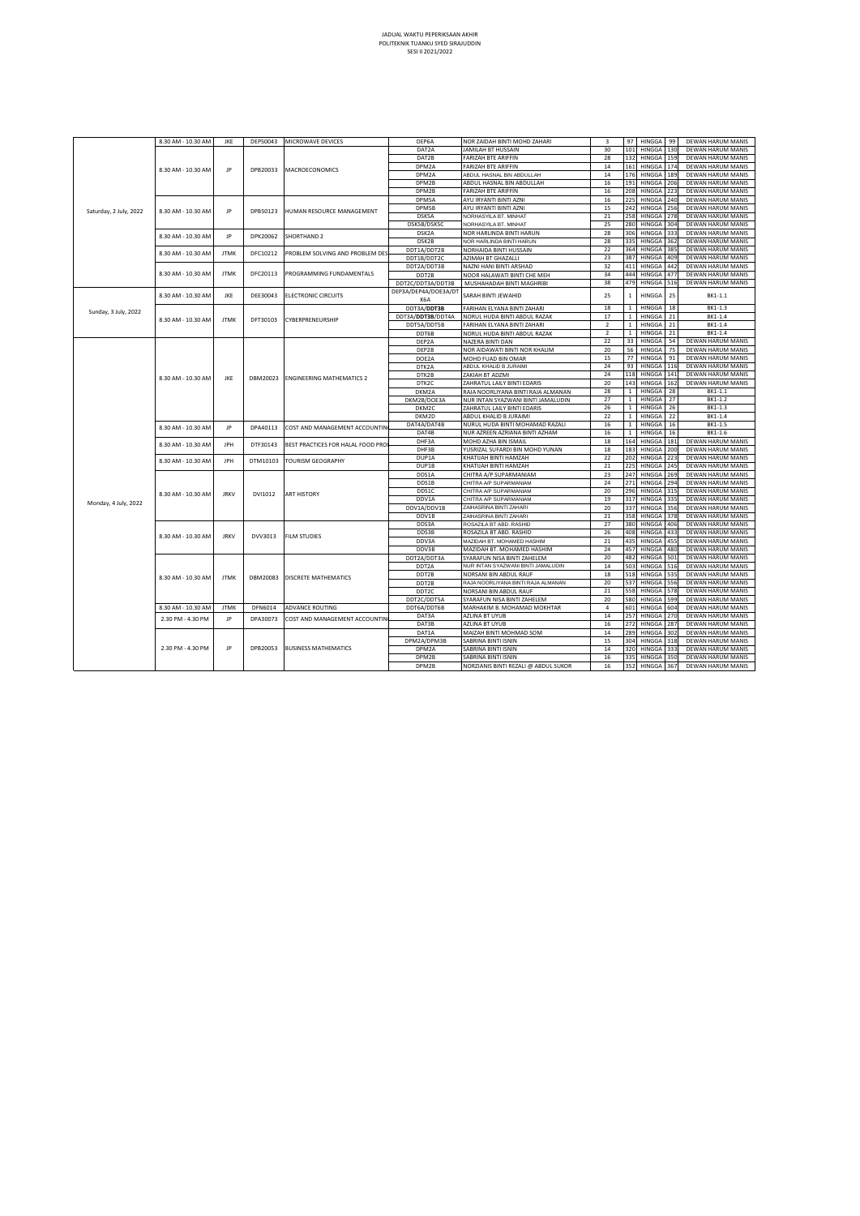JADUAL WAKTU PEPERIKSAAN AKHIR
POLITEKNIK TUANKU SYED SIRAJUDDIN
SESI II 2021/2022

| | | | | | | | | | | | |
|---|---|---|---|---|---|---|---|---|---|---|---|
| Saturday, 2 July, 2022 | 8.30 AM - 10.30 AM | JKE | DEP50043 | MICROWAVE DEVICES | DEP6A | NOR ZAIDAH BINTI MOHD ZAHARI | 3 | 97 | HINGGA | 99 | DEWAN HARUM MANIS |
| | 8.30 AM - 10.30 AM | JP | DPB20033 | MACROECONOMICS | DAT2A | JAMILAH BT HUSSAIN | 30 | 101 | HINGGA | 130 | DEWAN HARUM MANIS |
| | | | | | DAT2B | FARIZAH BTE ARIFFIN | 28 | 132 | HINGGA | 159 | DEWAN HARUM MANIS |
| | | | | | DPM2A | FARIZAH BTE ARIFFIN | 14 | 161 | HINGGA | 174 | DEWAN HARUM MANIS |
| | | | | | DPM2A | ABDUL HASNAL BIN ABDULLAH | 14 | 176 | HINGGA | 189 | DEWAN HARUM MANIS |
| | | | | | DPM2B | ABDUL HASNAL BIN ABDULLAH | 16 | 191 | HINGGA | 206 | DEWAN HARUM MANIS |
| | | | | | DPM2B | FARIZAH BTE ARIFFIN | 16 | 208 | HINGGA | 223 | DEWAN HARUM MANIS |
| | 8.30 AM - 10.30 AM | JP | DPB50123 | HUMAN RESOURCE MANAGEMENT | DPM5A | AYU IRYANTI BINTI AZNI | 16 | 225 | HINGGA | 240 | DEWAN HARUM MANIS |
| | | | | | DPM5B | AYU IRYANTI BINTI AZNI | 15 | 242 | HINGGA | 256 | DEWAN HARUM MANIS |
| | | | | | DSK5A | NORHASYILA BT. MINHAT | 21 | 258 | HINGGA | 278 | DEWAN HARUM MANIS |
| | | | | | DSK5B/DSK5C | NORHASYILA BT. MINHAT | 25 | 280 | HINGGA | 304 | DEWAN HARUM MANIS |
| | 8.30 AM - 10.30 AM | JP | DPK20062 | SHORTHAND 2 | DSK2A | NOR HARLINDA BINTI HARUN | 28 | 306 | HINGGA | 333 | DEWAN HARUM MANIS |
| | | | | | DSK2B | NOR HARLINDA BINTI HARUN | 28 | 335 | HINGGA | 362 | DEWAN HARUM MANIS |
| | 8.30 AM - 10.30 AM | JTMK | DFC10212 | PROBLEM SOLVING AND PROBLEM DES | DDT1A/DDT2B | NORHAIDA BINTI HUSSAIN | 22 | 364 | HINGGA | 385 | DEWAN HARUM MANIS |
| | | | | | DDT1B/DDT2C | AZIMAH BT GHAZALLI | 23 | 387 | HINGGA | 409 | DEWAN HARUM MANIS |
| | 8.30 AM - 10.30 AM | JTMK | DFC20113 | PROGRAMMING FUNDAMENTALS | DDT2A/DDT3B | NAZNI HANI BINTI ARSHAD | 32 | 411 | HINGGA | 442 | DEWAN HARUM MANIS |
| | | | | | DDT2B | NOOR HALAWATI BINTI CHE MEH | 34 | 444 | HINGGA | 477 | DEWAN HARUM MANIS |
| | | | | | DDT2C/DDT3A/DDT3B | MUSHAHADAH BINTI MAGHRIBI | 38 | 479 | HINGGA | 516 | DEWAN HARUM MANIS |
| Sunday, 3 July, 2022 | 8.30 AM - 10.30 AM | JKE | DEE30043 | ELECTRONIC CIRCUITS | DEP3A/DEP4A/DOE3A/DTK6A | SARAH BINTI JEWAHID | 25 | 1 | HINGGA | 25 | BK1-1.1 |
| | 8.30 AM - 10.30 AM | JTMK | DFT30103 | CYBERPRENEURSHIP | DDT3A/**DDT3B** | FARIHAN ELYANA BINTI ZAHARI | 18 | 1 | HINGGA | 18 | BK1-1.3 |
| | | | | | DDT3A/**DDT3B**/DDT4A | NORUL HUDA BINTI ABDUL RAZAK | 17 | 1 | HINGGA | 21 | BK1-1.4 |
| | | | | | DDT5A/DDT5B | FARIHAN ELYANA BINTI ZAHARI | 2 | 1 | HINGGA | 21 | BK1-1.4 |
| | | | | | DDT6B | NORUL HUDA BINTI ABDUL RAZAK | 2 | 1 | HINGGA | 21 | BK1-1.4 |
| Monday, 4 July, 2022 | 8.30 AM - 10.30 AM | JKE | DBM20023 | ENGINEERING MATHEMATICS 2 | DEP2A | NAZERA BINTI DAN | 22 | 33 | HINGGA | 54 | DEWAN HARUM MANIS |
| | | | | | DEP2B | NOR AIDAWATI BINTI NOR KHALIM | 20 | 56 | HINGGA | 75 | DEWAN HARUM MANIS |
| | | | | | DOE2A | MOHD FUAD BIN OMAR | 15 | 77 | HINGGA | 91 | DEWAN HARUM MANIS |
| | | | | | DTK2A | ABDUL KHALID B JURAIMI | 24 | 93 | HINGGA | 116 | DEWAN HARUM MANIS |
| | | | | | DTK2B | ZAKIAH BT ADZMI | 24 | 118 | HINGGA | 141 | DEWAN HARUM MANIS |
| | | | | | DTK2C | ZAHRATUL LAILY BINTI EDARIS | 20 | 143 | HINGGA | 162 | DEWAN HARUM MANIS |
| | | | | | DKM2A | RAJA NOORLIYANA BINTI RAJA ALMANAN | 28 | 1 | HINGGA | 28 | BK1-1.1 |
| | | | | | DKM2B/DOE3A | NUR INTAN SYAZWANI BINTI JAMALUDIN | 27 | 1 | HINGGA | 27 | BK1-1.2 |
| | | | | | DKM2C | ZAHRATUL LAILY BINTI EDARIS | 26 | 1 | HINGGA | 26 | BK1-1.3 |
| | | | | | DKM2D | ABDUL KHALID B JURAIMI | 22 | 1 | HINGGA | 22 | BK1-1.4 |
| | 8.30 AM - 10.30 AM | JP | DPA40113 | COST AND MANAGEMENT ACCOUNTIN | DAT4A/DAT4B | NURUL HUDA BINTI MOHAMAD RAZALI | 16 | 1 | HINGGA | 16 | BK1-1.5 |
| | | | | | DAT4B | NUR AZREEN AZRIANA BINTI AZHAM | 16 | 1 | HINGGA | 16 | BK1-1.6 |
| | 8.30 AM - 10.30 AM | JPH | DTF30143 | BEST PRACTICES FOR HALAL FOOD PRO | DHF3A | MOHD AZHA BIN ISMAIL | 18 | 164 | HINGGA | 181 | DEWAN HARUM MANIS |
| | | | | | DHF3B | YUSRIZAL SUFARDI BIN MOHD YUNAN | 18 | 183 | HINGGA | 200 | DEWAN HARUM MANIS |
| | 8.30 AM - 10.30 AM | JPH | DTM10103 | TOURISM GEOGRAPHY | DUP1A | KHATIJAH BINTI HAMZAH | 22 | 202 | HINGGA | 223 | DEWAN HARUM MANIS |
| | | | | | DUP1B | KHATIJAH BINTI HAMZAH | 21 | 225 | HINGGA | 245 | DEWAN HARUM MANIS |
| | 8.30 AM - 10.30 AM | JRKV | DVI1012 | ART HISTORY | DDS1A | CHITRA A/P SUPARMANIAM | 23 | 247 | HINGGA | 269 | DEWAN HARUM MANIS |
| | | | | | DDS1B | CHITRA A/P SUPARMANIAM | 24 | 271 | HINGGA | 294 | DEWAN HARUM MANIS |
| | | | | | DDS1C | CHITRA A/P SUPARMANIAM | 20 | 296 | HINGGA | 315 | DEWAN HARUM MANIS |
| | | | | | DDV1A | CHITRA A/P SUPARMANIAM | 19 | 317 | HINGGA | 335 | DEWAN HARUM MANIS |
| | | | | | DDV1A/DDV1B | ZAIHASRINA BINTI ZAHARI | 20 | 337 | HINGGA | 356 | DEWAN HARUM MANIS |
| | | | | | DDV1B | ZAIHASRINA BINTI ZAHARI | 21 | 358 | HINGGA | 378 | DEWAN HARUM MANIS |
| | 8.30 AM - 10.30 AM | JRKV | DVV3013 | FILM STUDIES | DDS3A | ROSAZILA BT ABD. RASHID | 27 | 380 | HINGGA | 406 | DEWAN HARUM MANIS |
| | | | | | DDS3B | ROSAZILA BT ABD. RASHID | 26 | 408 | HINGGA | 433 | DEWAN HARUM MANIS |
| | | | | | DDV3A | MAZIDAH BT. MOHAMED HASHIM | 21 | 435 | HINGGA | 455 | DEWAN HARUM MANIS |
| | | | | | DDV3B | MAZIDAH BT. MOHAMED HASHIM | 24 | 457 | HINGGA | 480 | DEWAN HARUM MANIS |
| | 8.30 AM - 10.30 AM | JTMK | DBM20083 | DISCRETE MATHEMATICS | DDT2A/DDT3A | SYARAFUN NISA BINTI ZAHELEM | 20 | 482 | HINGGA | 501 | DEWAN HARUM MANIS |
| | | | | | DDT2A | NUR INTAN SYAZWANI BINTI JAMALUDIN | 14 | 503 | HINGGA | 516 | DEWAN HARUM MANIS |
| | | | | | DDT2B | NORSANI BIN ABDUL RAUF | 18 | 518 | HINGGA | 535 | DEWAN HARUM MANIS |
| | | | | | DDT2B | RAJA NOORLIYANA BINTI RAJA ALMANAN | 20 | 537 | HINGGA | 556 | DEWAN HARUM MANIS |
| | | | | | DDT2C | NORSANI BIN ABDUL RAUF | 21 | 558 | HINGGA | 578 | DEWAN HARUM MANIS |
| | | | | | DDT2C/DDT5A | SYARAFUN NISA BINTI ZAHELEM | 20 | 580 | HINGGA | 599 | DEWAN HARUM MANIS |
| | 8.30 AM - 10.30 AM | JTMK | DFN6014 | ADVANCE ROUTING | DDT6A/DDT6B | MARHAKIM B. MOHAMAD MOKHTAR | 4 | 601 | HINGGA | 604 | DEWAN HARUM MANIS |
| | 2.30 PM - 4.30 PM | JP | DPA30073 | COST AND MANAGEMENT ACCOUNTIN | DAT3A | AZLINA BT UYUB | 14 | 257 | HINGGA | 270 | DEWAN HARUM MANIS |
| | | | | | DAT3B | AZLINA BT UYUB | 16 | 272 | HINGGA | 287 | DEWAN HARUM MANIS |
| | 2.30 PM - 4.30 PM | JP | DPB20053 | BUSINESS MATHEMATICS | DAT1A | MAIZAH BINTI MOHMAD SOM | 14 | 289 | HINGGA | 302 | DEWAN HARUM MANIS |
| | | | | | DPM2A/DPM3B | SABRINA BINTI ISNIN | 15 | 304 | HINGGA | 318 | DEWAN HARUM MANIS |
| | | | | | DPM2A | SABRINA BINTI ISNIN | 14 | 320 | HINGGA | 333 | DEWAN HARUM MANIS |
| | | | | | DPM2B | SABRINA BINTI ISNIN | 16 | 335 | HINGGA | 350 | DEWAN HARUM MANIS |
| | | | | | DPM2B | NORZIANIS BINTI REZALI @ ABDUL SUKOR | 16 | 352 | HINGGA | 367 | DEWAN HARUM MANIS |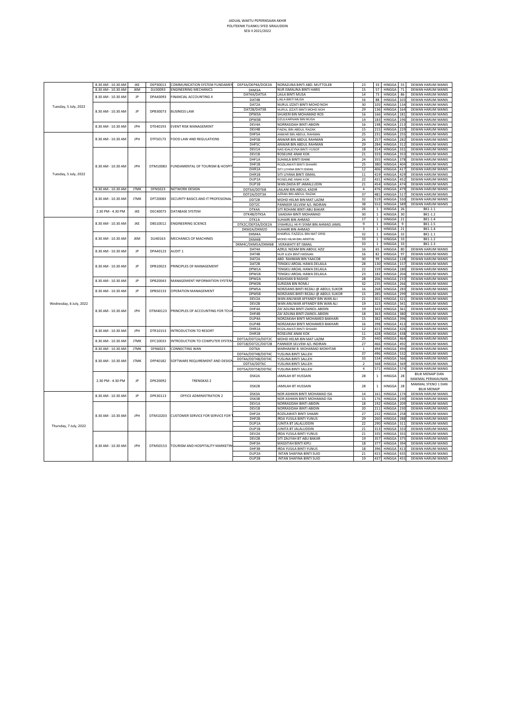JADUAL WAKTU PEPERIKSAAN AKHIR
POLITEKNIK TUANKU SYED SIRAJUDDIN
SESI II 2021/2022

| | | | | | | | | | | | |
|---|---|---|---|---|---|---|---|---|---|---|---|
| Tuesday, 5 July, 2022 | 8.30 AM - 10.30 AM | JKE | DEP30013 | COMMUNICATION SYSTEM FUNDAMEN | DEP3A/DEP4A/DOE3A | NORAZLINA BINTI ABD. MUTTOLEB | 23 | 33 | HINGGA | 55 | DEWAN HARUM MANIS |
| | 8.30 AM - 10.30 AM | JKM | DJJ30093 | ENGINEERING MECHANICS | DKM3A | NUR ISMALINA BINTI HARIS | 15 | 57 | HINGGA | 71 | DEWAN HARUM MANIS |
| | 8.30 AM - 10.30 AM | JP | DPA40093 | FINANCIAL ACCOUNTING 4 | DAT4A/DAT5A | LAILA BINTI MUSA | 14 | 73 | HINGGA | 86 | DEWAN HARUM MANIS |
| | | | | | DAT4B | LAILA BINTI MUSA | 16 | 88 | HINGGA | 103 | DEWAN HARUM MANIS |
| | 8.30 AM - 10.30 AM | JP | DPB30073 | BUSINESS LAW | DAT2A | NURUL IZZATI BINTI MOHD NOH | 30 | 105 | HINGGA | 134 | DEWAN HARUM MANIS |
| | | | | | DAT2B/DAT3B | NURUL IZZATI BINTI MOHD NOH | 29 | 136 | HINGGA | 164 | DEWAN HARUM MANIS |
| | | | | | DPM3A | SHUKERI BIN MOHAMAD ROS | 16 | 166 | HINGGA | 181 | DEWAN HARUM MANIS |
| | | | | | DPM3B | DZULKARNAIN BIN MUSA | 14 | 183 | HINGGA | 196 | DEWAN HARUM MANIS |
| | 8.30 AM - 10.30 AM | JPH | DTE40193 | EVENT RISK MANAGEMENT | DEV4A | NORRASIDAH BINTI ABIDIN | 16 | 198 | HINGGA | 213 | DEWAN HARUM MANIS |
| | | | | | DEV4B | FAIZAL BIN ABDUL RAZAK | 15 | 215 | HINGGA | 229 | DEWAN HARUM MANIS |
| Tuesday, 5 July, 2022 | 8.30 AM - 10.30 AM | JPH | DTF50173 | FOOD LAW AND REGULATIONS | DHF5A | ANWAR BIN ABDUL RAHMAN | 25 | 231 | HINGGA | 255 | DEWAN HARUM MANIS |
| | | | | | DHF5B | ANWAR BIN ABDUL RAHMAN | 26 | 257 | HINGGA | 282 | DEWAN HARUM MANIS |
| | | | | | DHF5C | ANWAR BIN ABDUL RAHMAN | 29 | 284 | HINGGA | 312 | DEWAN HARUM MANIS |
| | 8.30 AM - 10.30 AM | JPH | DTM10083 | FUNDAMENTAL OF TOURISM & HOSPIT | DEV1A | NAS IDALEYNA BINTI YUSOF | 18 | 314 | HINGGA | 331 | DEWAN HARUM MANIS |
| | | | | | DEV1B | ROSELINE ANAK KOK | 21 | 333 | HINGGA | 353 | DEWAN HARUM MANIS |
| | | | | | DHF1A | SUHAILA BINTI ISHAK | 24 | 355 | HINGGA | 378 | DEWAN HARUM MANIS |
| | | | | | DHF1B | ROZILAWATI BINTI SHAARI | 25 | 380 | HINGGA | 404 | DEWAN HARUM MANIS |
| | | | | | DHR1A | SITI LIYANA BINTI ISMAIL | 12 | 406 | HINGGA | 417 | DEWAN HARUM MANIS |
| | | | | | DHR1B | SITI LIYANA BINTI ISMAIL | 11 | 419 | HINGGA | 429 | DEWAN HARUM MANIS |
| | | | | | DUP1A | ROSELINE ANAK KOK | 22 | 431 | HINGGA | 452 | DEWAN HARUM MANIS |
| | | | | | DUP1B | WAN ZAIDA BT JAMALLUDIN | 21 | 454 | HINGGA | 474 | DEWAN HARUM MANIS |
| | 8.30 AM - 10.30 AM | JTMK | DFN5023 | NETWORK DESIGN | DDT6A/DDT6B | JAILANI BIN ABDUL KADIR | 4 | 476 | HINGGA | 479 | DEWAN HARUM MANIS |
| | 8.30 AM - 10.30 AM | JTMK | DFT20083 | SECURITY BASICS AND IT PROFESIONAL | DDT2A/DDT3A | AZRAN BIN ABDUL RAZAK | 37 | 481 | HINGGA | 517 | DEWAN HARUM MANIS |
| | | | | | DDT2B | MOHD HELMI BIN MAT LAZIM | 32 | 519 | HINGGA | 550 | DEWAN HARUM MANIS |
| | | | | | DDT2C | PANNEER SELVEM A/L INDIRAN | 38 | 552 | HINGGA | 589 | DEWAN HARUM MANIS |
| | 2.30 PM - 4.30 PM | JKE | DEC40073 | DATABASE SYSTEM | DTK4A | SITI ROHANI BINTI ABU BAKAR | 26 | 1 | HINGGA | 26 | BK1-1.1 |
| | | | | | DTK4B/DTK5A | SAADIAH BINTI MOHAMAD | 30 | 1 | HINGGA | 30 | BK1-1.2 |
| Wednesday, 6 July, 2022 | 8.30 AM - 10.30 AM | JKE | DBS10012 | ENGINEERING SCIENCE | DTK1A | SUHAIRI BIN AHMAD | 17 | 1 | HINGGA | 21 | BK1-1.4 |
| | | | | | DTK2C/DEP2A/DOE2A | SYAHRULL HI-FI SYAM BIN AHMAD JAMIL | 9 | 1 | HINGGA | 9 | BK1-1.5 |
| | | | | | DKM2A/DKM2D | SUHAIRI BIN AHMAD | 3 | 1 | HINGGA | 21 | BK1-1.4 |
| | 8.30 AM - 10.30 AM | JKM | DJJ40163 | MECHANICS OF MACHINES | DKM4A | KHAIRUL FAZIZUL BIN MAT DRIS | 32 | 1 | HINGGA | 32 | BK1-1.1 |
| | | | | | DKM4B | MOHD HILMI BIN ARIFFIN | 33 | 1 | HINGGA | 33 | BK1-1.2 |
| | | | | | DKM4C/DKM5A/DKM6B | VERAWATY BT ISMAIL | 33 | 1 | HINGGA | 33 | BK1-1.3 |
| | 8.30 AM - 10.30 AM | JP | DPA40123 | AUDIT 1 | DAT4A | AZRUL NIZAM BIN ABDUL AZIZ | 16 | 65 | HINGGA | 80 | DEWAN HARUM MANIS |
| | | | | | DAT4B | NUR ILIZA BINTI MISNAN | 16 | 82 | HINGGA | 97 | DEWAN HARUM MANIS |
| | 8.30 AM - 10.30 AM | JP | DPB10023 | PRINCIPLES OF MANAGEMENT | DAT2A | ABD. RAHMAN BIN YAACOB | 30 | 99 | HINGGA | 128 | DEWAN HARUM MANIS |
| | | | | | DAT2B | TENGKU AROAL HAWA DELAILA | 28 | 130 | HINGGA | 157 | DEWAN HARUM MANIS |
| | | | | | DPM1A | TENGKU AROAL HAWA DELAILA | 22 | 159 | HINGGA | 180 | DEWAN HARUM MANIS |
| | | | | | DPM1B | TENGKU AROAL HAWA DELAILA | 23 | 182 | HINGGA | 204 | DEWAN HARUM MANIS |
| | 8.30 AM - 10.30 AM | JP | DPB20043 | MANAGEMENT INFORMATION SYSTEM | DPM2A | RASHDAN B RASHID | 28 | 206 | HINGGA | 233 | DEWAN HARUM MANIS |
| | | | | | DPM2B | SURIZAN BIN BOMLI | 32 | 235 | HINGGA | 266 | DEWAN HARUM MANIS |
| | 8.30 AM - 10.30 AM | JP | DPB50133 | OPERATION MANAGEMENT | DPM5A | NORZIANIS BINTI REZALI @ ABDUL SUKOR | 16 | 268 | HINGGA | 283 | DEWAN HARUM MANIS |
| | | | | | DPM5B | NORZIANIS BINTI REZALI @ ABDUL SUKOR | 15 | 285 | HINGGA | 299 | DEWAN HARUM MANIS |
| | 8.30 AM - 10.30 AM | JPH | DTM40123 | PRINCIPLES OF ACCOUNTING FOR TOUR | DEV2A | WAN ANUWAR AFFANDY BIN WAN ALI | 21 | 301 | HINGGA | 321 | DEWAN HARUM MANIS |
| | | | | | DEV2B | WAN ANUWAR AFFANDY BIN WAN ALI | 19 | 323 | HINGGA | 341 | DEWAN HARUM MANIS |
| | | | | | DHF4A | ZAI'ADLINA BINTI ZAINOL ABIDIN | 19 | 343 | HINGGA | 361 | DEWAN HARUM MANIS |
| | | | | | DHF4B | ZAI'ADLINA BINTI ZAINOL ABIDIN | 18 | 363 | HINGGA | 380 | DEWAN HARUM MANIS |
| | | | | | DUP4A | NORZAKIAH BINTI MOHAMED BAKHARI | 15 | 382 | HINGGA | 396 | DEWAN HARUM MANIS |
| | | | | | DUP4B | NORZAKIAH BINTI MOHAMED BAKHARI | 16 | 398 | HINGGA | 413 | DEWAN HARUM MANIS |
| | 8.30 AM - 10.30 AM | JPH | DTR10153 | INTRODUCTION TO RESORT | DHR1A | ROZILAWATI BINTI SHAARI | 12 | 415 | HINGGA | 426 | DEWAN HARUM MANIS |
| | | | | | DHR1B | ROSELINE ANAK KOK | 11 | 428 | HINGGA | 438 | DEWAN HARUM MANIS |
| | 8.30 AM - 10.30 AM | JTMK | DFC10033 | INTRODUCTION TO COMPUTER SYSTEM | DDT1A/DDT2A/DDT2C | MOHD HELMI BIN MAT LAZIM | 25 | 440 | HINGGA | 464 | DEWAN HARUM MANIS |
| | | | | | DDT1B/DDT2C/DDT2B | PANNEER SELVEM A/L INDIRAN | 27 | 466 | HINGGA | 492 | DEWAN HARUM MANIS |
| | 8.30 AM - 10.30 AM | JTMK | DFN6023 | CONNECTING WAN | DDT6A | MARHAKIM B. MOHAMAD MOKHTAR | 1 | 494 | HINGGA | 494 | DEWAN HARUM MANIS |
| | 8.30 AM - 10.30 AM | JTMK | DFP40182 | SOFTWARE REQUIREMENT AND DESIGN | DDT4A/DDT4B/DDT4C | YUSLINA BINTI SALLEH | 37 | 496 | HINGGA | 532 | DEWAN HARUM MANIS |
| | | | | | DDT4A/DDT4B/DDT4C | YUSLINA BINTI SALLEH | 33 | 534 | HINGGA | 566 | DEWAN HARUM MANIS |
| | | | | | DDT5A/DDT6C | YUSLINA BINTI SALLEH | 2 | 568 | HINGGA | 569 | DEWAN HARUM MANIS |
| | | | | | DDT5A/DDT5B/DDT6C | YUSLINA BINTI SALLEH | 4 | 571 | HINGGA | 574 | DEWAN HARUM MANIS |
| | 2.30 PM - 4.30 PM | JP | DPK20092 | TRENGKAS 2 | DSK2A | JAMILAH BT HUSSAIN | 28 | 1 | HINGGA | 28 | BILIK MENAIP DAN MAKMAL PERAKAUNAN |
| | | | | | DSK2B | JAMILAH BT HUSSAIN | 28 | 1 | HINGGA | 28 | MAKMAL STENO 1 DAN BILIK MENAIP |
| Thursday, 7 July, 2022 | 8.30 AM - 10.30 AM | JP | DPK30113 | OFFICE ADMINISTRATION 2 | DSK3A | NOR ASHIKIN BINTI MOHAMAD ISA | 14 | 161 | HINGGA | 174 | DEWAN HARUM MANIS |
| | | | | | DSK3B | NOR ASHIKIN BINTI MOHAMAD ISA | 15 | 176 | HINGGA | 190 | DEWAN HARUM MANIS |
| | 8.30 AM - 10.30 AM | JPH | DTM10203 | CUSTOMER SERVICE FOR SERVICE FOR T | DEV1A | NORRASIDAH BINTI ABIDIN | 18 | 192 | HINGGA | 209 | DEWAN HARUM MANIS |
| | | | | | DEV1B | NORRASIDAH BINTI ABIDIN | 20 | 211 | HINGGA | 230 | DEWAN HARUM MANIS |
| | | | | | DHF2A | ROZILAWATI BINTI SHAARI | 27 | 232 | HINGGA | 258 | DEWAN HARUM MANIS |
| | | | | | DHF2B | IRDA YUSILA BINTI YUNUS | 29 | 260 | HINGGA | 288 | DEWAN HARUM MANIS |
| | | | | | DUP1A | JUNITA BT JALALUDDIN | 22 | 290 | HINGGA | 311 | DEWAN HARUM MANIS |
| | | | | | DUP1B | JUNITA BT JALALUDDIN | 21 | 313 | HINGGA | 333 | DEWAN HARUM MANIS |
| | 8.30 AM - 10.30 AM | JPH | DTM50153 | TOURISM AND HOSPITALITY MARKETIN | DEV2A | IRDA YUSILA BINTI YUNUS | 21 | 335 | HINGGA | 355 | DEWAN HARUM MANIS |
| | | | | | DEV2B | SITI ZAUYAH BT ABU BAKAR | 19 | 357 | HINGGA | 375 | DEWAN HARUM MANIS |
| | | | | | DHF3A | MASSITAH BINTI KIPLI | 18 | 377 | HINGGA | 394 | DEWAN HARUM MANIS |
| | | | | | DHF3B | IRDA YUSILA BINTI YUNUS | 18 | 396 | HINGGA | 413 | DEWAN HARUM MANIS |
| | | | | | DUP2A | INTAN SHAFINA BINTI SUID | 21 | 415 | HINGGA | 435 | DEWAN HARUM MANIS |
| | | | | | DUP2B | INTAN SHAFINA BINTI SUID | 19 | 437 | HINGGA | 455 | DEWAN HARUM MANIS |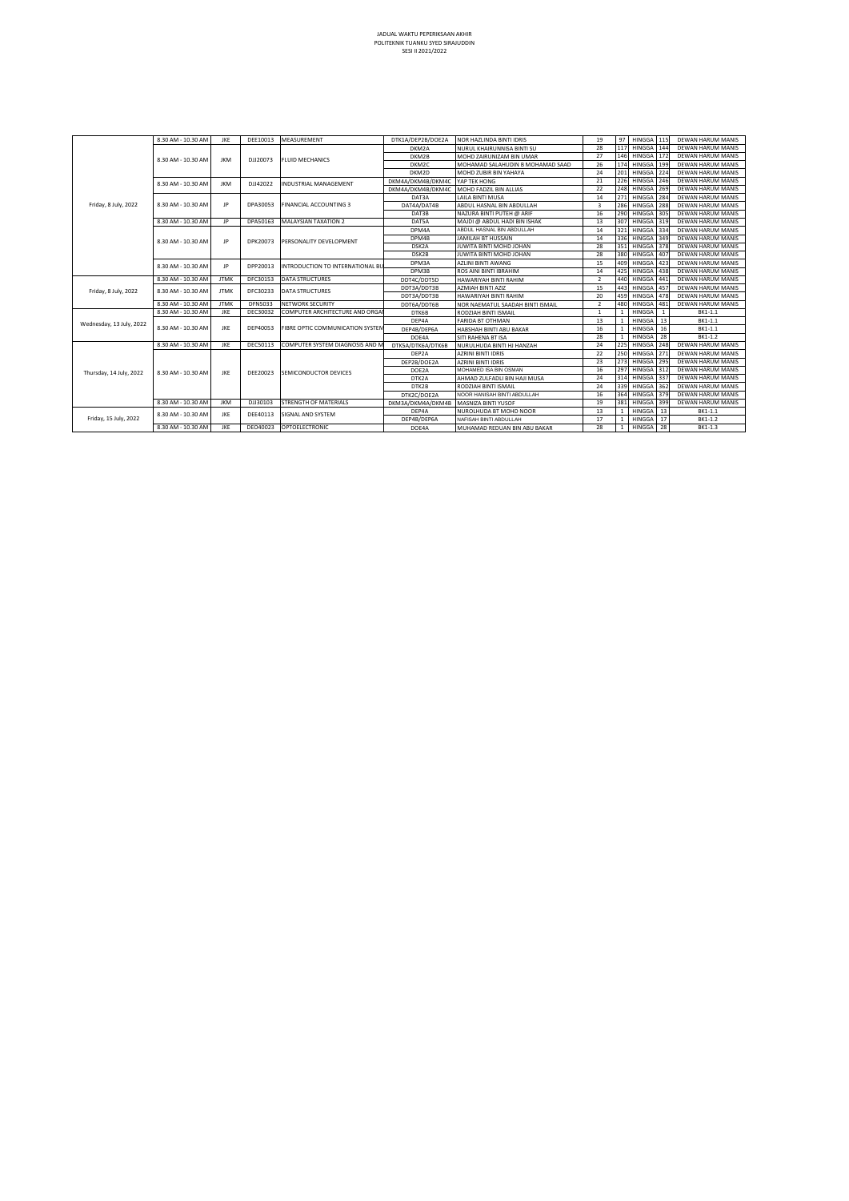JADUAL WAKTU PEPERIKSAAN AKHIR
POLITEKNIK TUANKU SYED SIRAJUDDIN
SESI II 2021/2022

| | | | | | | | | | | | |
|---|---|---|---|---|---|---|---|---|---|---|---|
| Friday, 8 July, 2022 | 8.30 AM - 10.30 AM | JKE | DEE10013 | MEASUREMENT | DTK1A/DEP2B/DOE2A | NOR HAZLINDA BINTI IDRIS | 19 | 97 | HINGGA | 115 | DEWAN HARUM MANIS |
| | 8.30 AM - 10.30 AM | JKM | DJJ20073 | FLUID MECHANICS | DKM2A | NURUL KHAIRUNNISA BINTI SU | 28 | 117 | HINGGA | 144 | DEWAN HARUM MANIS |
| | | | | | DKM2B | MOHD ZAIRUNIZAM BIN UMAR | 27 | 146 | HINGGA | 172 | DEWAN HARUM MANIS |
| | | | | | DKM2C | MOHAMAD SALAHUDIN B MOHAMAD SAAD | 26 | 174 | HINGGA | 199 | DEWAN HARUM MANIS |
| | | | | | DKM2D | MOHD ZUBIR BIN YAHAYA | 24 | 201 | HINGGA | 224 | DEWAN HARUM MANIS |
| | 8.30 AM - 10.30 AM | JKM | DJJ42022 | INDUSTRIAL MANAGEMENT | DKM4A/DKM4B/DKM4C | YAP TEK HONG | 21 | 226 | HINGGA | 246 | DEWAN HARUM MANIS |
| | | | | | DKM4A/DKM4B/DKM4C | MOHD FADZIL BIN ALLIAS | 22 | 248 | HINGGA | 269 | DEWAN HARUM MANIS |
| | 8.30 AM - 10.30 AM | JP | DPA30053 | FINANCIAL ACCOUNTING 3 | DAT3A | LAILA BINTI MUSA | 14 | 271 | HINGGA | 284 | DEWAN HARUM MANIS |
| | | | | | DAT4A/DAT4B | ABDUL HASNAL BIN ABDULLAH | 3 | 286 | HINGGA | 288 | DEWAN HARUM MANIS |
| | | | | | DAT3B | NAZURA BINTI PUTEH @ ARIF | 16 | 290 | HINGGA | 305 | DEWAN HARUM MANIS |
| | 8.30 AM - 10.30 AM | JP | DPA50163 | MALAYSIAN TAXATION 2 | DAT5A | MAJDI @ ABDUL HADI BIN ISHAK | 13 | 307 | HINGGA | 319 | DEWAN HARUM MANIS |
| | 8.30 AM - 10.30 AM | JP | DPK20073 | PERSONALITY DEVELOPMENT | DPM4A | ABDUL HASNAL BIN ABDULLAH | 14 | 321 | HINGGA | 334 | DEWAN HARUM MANIS |
| | | | | | DPM4B | JAMILAH BT HUSSAIN | 14 | 336 | HINGGA | 349 | DEWAN HARUM MANIS |
| | | | | | DSK2A | JUWITA BINTI MOHD JOHAN | 28 | 351 | HINGGA | 378 | DEWAN HARUM MANIS |
| | | | | | DSK2B | JUWITA BINTI MOHD JOHAN | 28 | 380 | HINGGA | 407 | DEWAN HARUM MANIS |
| | 8.30 AM - 10.30 AM | JP | DPP20013 | INTRODUCTION TO INTERNATIONAL BU | DPM3A | AZLINI BINTI AWANG | 15 | 409 | HINGGA | 423 | DEWAN HARUM MANIS |
| | | | | | DPM3B | ROS AINI BINTI IBRAHIM | 14 | 425 | HINGGA | 438 | DEWAN HARUM MANIS |
| Friday, 8 July, 2022 | 8.30 AM - 10.30 AM | JTMK | DFC30153 | DATA STRUCTURES | DDT4C/DDT5D | HAWARIYAH BINTI RAHIM | 2 | 440 | HINGGA | 441 | DEWAN HARUM MANIS |
| | 8.30 AM - 10.30 AM | JTMK | DFC30233 | DATA STRUCTURES | DDT3A/DDT3B | AZMIAH BINTI AZIZ | 15 | 443 | HINGGA | 457 | DEWAN HARUM MANIS |
| | | | | | DDT3A/DDT3B | HAWARIYAH BINTI RAHIM | 20 | 459 | HINGGA | 478 | DEWAN HARUM MANIS |
| | 8.30 AM - 10.30 AM | JTMK | DFN5033 | NETWORK SECURITY | DDT6A/DDT6B | NOR NAEMATUL SAADAH BINTI ISMAIL | 2 | 480 | HINGGA | 481 | DEWAN HARUM MANIS |
| Wednesday, 13 July, 2022 | 8.30 AM - 10.30 AM | JKE | DEC30032 | COMPUTER ARCHITECTURE AND ORGA | DTK6B | RODZIAH BINTI ISMAIL | 1 | 1 | HINGGA | 1 | BK1-1.1 |
| | 8.30 AM - 10.30 AM | JKE | DEP40053 | FIBRE OPTIC COMMUNICATION SYSTEM | DEP4A | FARIDA BT OTHMAN | 13 | 1 | HINGGA | 13 | BK1-1.1 |
| | | | | | DEP4B/DEP6A | HABSHAH BINTI ABU BAKAR | 16 | 1 | HINGGA | 16 | BK1-1.1 |
| | | | | | DOE4A | SITI RAHENA BT ISA | 28 | 1 | HINGGA | 28 | BK1-1.2 |
| Thursday, 14 July, 2022 | 8.30 AM - 10.30 AM | JKE | DEC50113 | COMPUTER SYSTEM DIAGNOSIS AND M | DTK5A/DTK6A/DTK6B | NURULHUDA BINTI HJ HANZAH | 24 | 225 | HINGGA | 248 | DEWAN HARUM MANIS |
| | 8.30 AM - 10.30 AM | JKE | DEE20023 | SEMICONDUCTOR DEVICES | DEP2A | AZRINI BINTI IDRIS | 22 | 250 | HINGGA | 271 | DEWAN HARUM MANIS |
| | | | | | DEP2B/DOE2A | AZRINI BINTI IDRIS | 23 | 273 | HINGGA | 295 | DEWAN HARUM MANIS |
| | | | | | DOE2A | MOHAMED ISA BIN OSMAN | 16 | 297 | HINGGA | 312 | DEWAN HARUM MANIS |
| | | | | | DTK2A | AHMAD ZULFADLI BIN HAJI MUSA | 24 | 314 | HINGGA | 337 | DEWAN HARUM MANIS |
| | | | | | DTK2B | RODZIAH BINTI ISMAIL | 24 | 339 | HINGGA | 362 | DEWAN HARUM MANIS |
| | | | | | DTK2C/DOE2A | NOOR HANISAH BINTI ABDULLAH | 16 | 364 | HINGGA | 379 | DEWAN HARUM MANIS |
| | 8.30 AM - 10.30 AM | JKM | DJJ30103 | STRENGTH OF MATERIALS | DKM3A/DKM4A/DKM4B | MASNIZA BINTI YUSOF | 19 | 381 | HINGGA | 399 | DEWAN HARUM MANIS |
| Friday, 15 July, 2022 | 8.30 AM - 10.30 AM | JKE | DEE40113 | SIGNAL AND SYSTEM | DEP4A | NUROLHUDA BT MOHD NOOR | 13 | 1 | HINGGA | 13 | BK1-1.1 |
| | | | | | DEP4B/DEP6A | NAFISAH BINTI ABDULLAH | 17 | 1 | HINGGA | 17 | BK1-1.2 |
| | 8.30 AM - 10.30 AM | JKE | DEO40023 | OPTOELECTRONIC | DOE4A | MUHAMAD REDUAN BIN ABU BAKAR | 28 | 1 | HINGGA | 28 | BK1-1.3 |